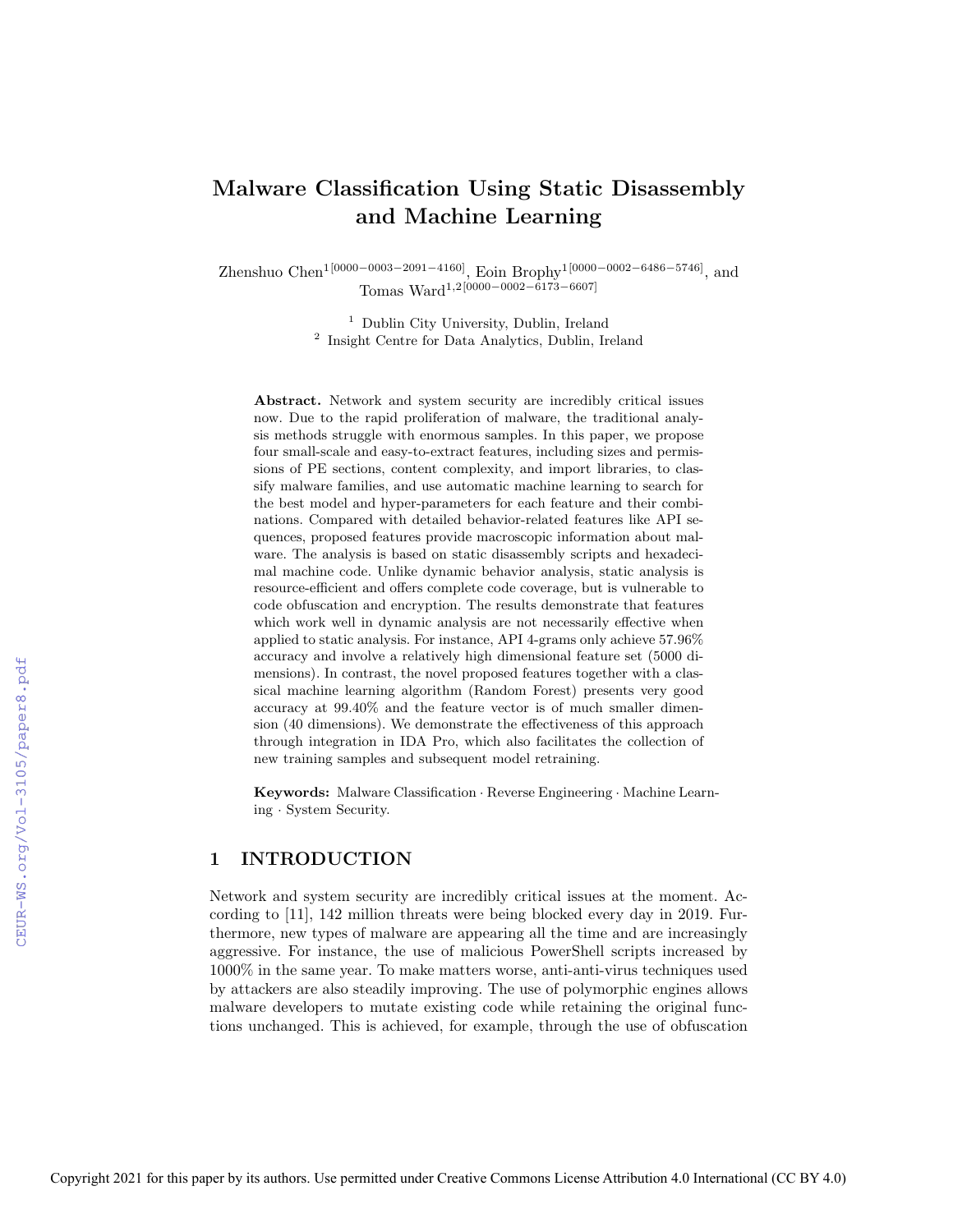# Malware Classification Using Static Disassembly and Machine Learning

Zhenshuo Chen[1] [0000−0003−2091−4160], Eoin Brophy[1] [0000−0002−6486−5746], and Tomas Ward[1,2] [0000−0002−6173−6607]

[1] Dublin City University, Dublin, Ireland
[2] Insight Centre for Data Analytics, Dublin, Ireland

**Abstract.** Network and system security are incredibly critical issues now. Due to the rapid proliferation of malware, the traditional analysis methods struggle with enormous samples. In this paper, we propose four small-scale and easy-to-extract features, including sizes and permissions of PE sections, content complexity, and import libraries, to classify malware families, and use automatic machine learning to search for the best model and hyper-parameters for each feature and their combinations. Compared with detailed behavior-related features like API sequences, proposed features provide macroscopic information about malware. The analysis is based on static disassembly scripts and hexadecimal machine code. Unlike dynamic behavior analysis, static analysis is resource-efficient and offers complete code coverage, but is vulnerable to code obfuscation and encryption. The results demonstrate that features which work well in dynamic analysis are not necessarily effective when applied to static analysis. For instance, API 4-grams only achieve 57.96% accuracy and involve a relatively high dimensional feature set (5000 dimensions). In contrast, the novel proposed features together with a classical machine learning algorithm (Random Forest) presents very good accuracy at 99.40% and the feature vector is of much smaller dimension (40 dimensions). We demonstrate the effectiveness of this approach through integration in IDA Pro, which also facilitates the collection of new training samples and subsequent model retraining.

**Keywords:** Malware Classification · Reverse Engineering · Machine Learning · System Security.

## 1 INTRODUCTION

Network and system security are incredibly critical issues at the moment. According to [11], 142 million threats were being blocked every day in 2019. Furthermore, new types of malware are appearing all the time and are increasingly aggressive. For instance, the use of malicious PowerShell scripts increased by 1000% in the same year. To make matters worse, anti-anti-virus techniques used by attackers are also steadily improving. The use of polymorphic engines allows malware developers to mutate existing code while retaining the original functions unchanged. This is achieved, for example, through the use of obfuscation

Copyright 2021 for this paper by its authors. Use permitted under Creative Commons License Attribution 4.0 International (CC BY 4.0)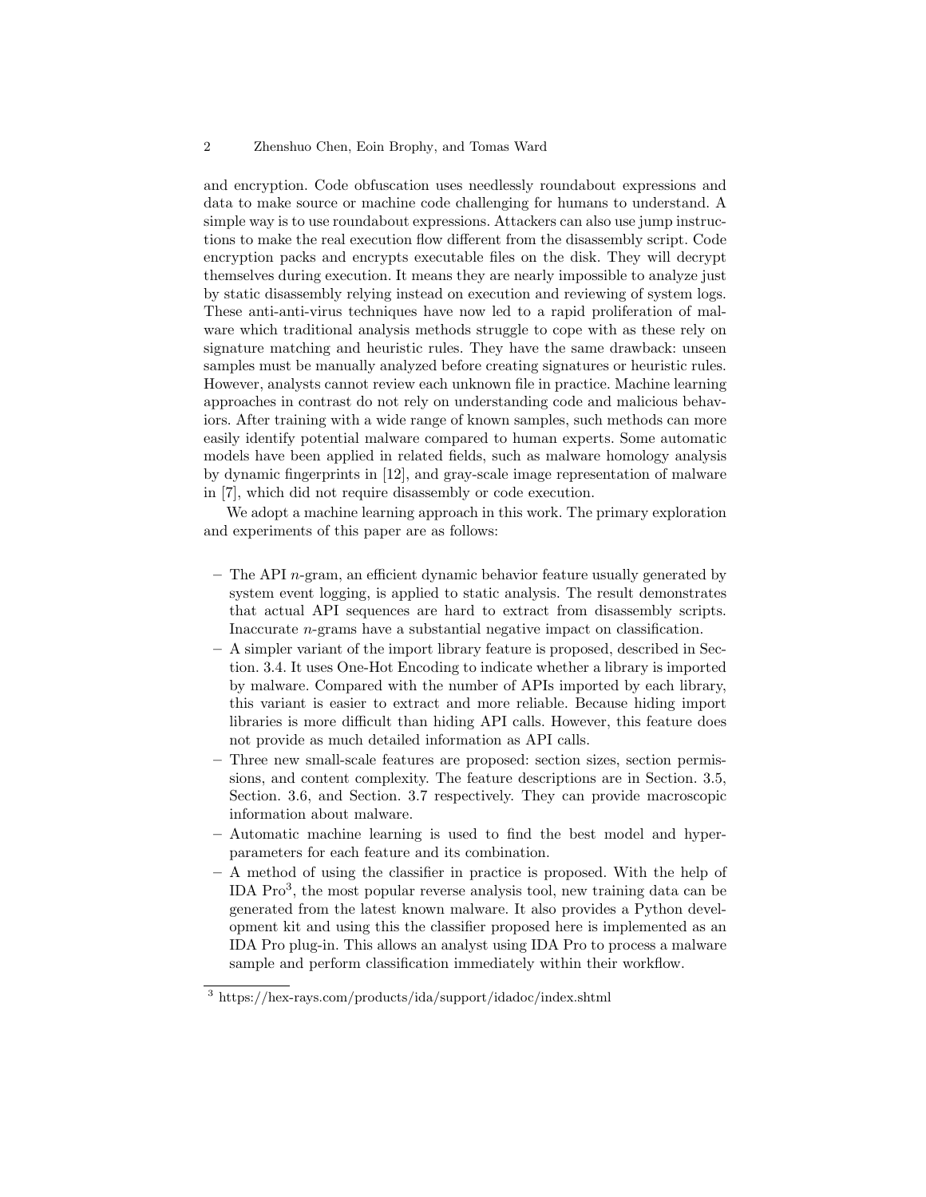and encryption. Code obfuscation uses needlessly roundabout expressions and data to make source or machine code challenging for humans to understand. A simple way is to use roundabout expressions. Attackers can also use jump instructions to make the real execution flow different from the disassembly script. Code encryption packs and encrypts executable files on the disk. They will decrypt themselves during execution. It means they are nearly impossible to analyze just by static disassembly relying instead on execution and reviewing of system logs. These anti-anti-virus techniques have now led to a rapid proliferation of malware which traditional analysis methods struggle to cope with as these rely on signature matching and heuristic rules. They have the same drawback: unseen samples must be manually analyzed before creating signatures or heuristic rules. However, analysts cannot review each unknown file in practice. Machine learning approaches in contrast do not rely on understanding code and malicious behaviors. After training with a wide range of known samples, such methods can more easily identify potential malware compared to human experts. Some automatic models have been applied in related fields, such as malware homology analysis by dynamic fingerprints in [12], and gray-scale image representation of malware in [7], which did not require disassembly or code execution.

We adopt a machine learning approach in this work. The primary exploration and experiments of this paper are as follows:

- The API $n$-gram, an efficient dynamic behavior feature usually generated by system event logging, is applied to static analysis. The result demonstrates that actual API sequences are hard to extract from disassembly scripts. Inaccurate $n$-grams have a substantial negative impact on classification.
- A simpler variant of the import library feature is proposed, described in Section. 3.4. It uses One-Hot Encoding to indicate whether a library is imported by malware. Compared with the number of APIs imported by each library, this variant is easier to extract and more reliable. Because hiding import libraries is more difficult than hiding API calls. However, this feature does not provide as much detailed information as API calls.
- Three new small-scale features are proposed: section sizes, section permissions, and content complexity. The feature descriptions are in Section. 3.5, Section. 3.6, and Section. 3.7 respectively. They can provide macroscopic information about malware.
- Automatic machine learning is used to find the best model and hyper-parameters for each feature and its combination.
- A method of using the classifier in practice is proposed. With the help of IDA Pro[3], the most popular reverse analysis tool, new training data can be generated from the latest known malware. It also provides a Python development kit and using this the classifier proposed here is implemented as an IDA Pro plug-in. This allows an analyst using IDA Pro to process a malware sample and perform classification immediately within their workflow.

[3] https://hex-rays.com/products/ida/support/idadoc/index.shtml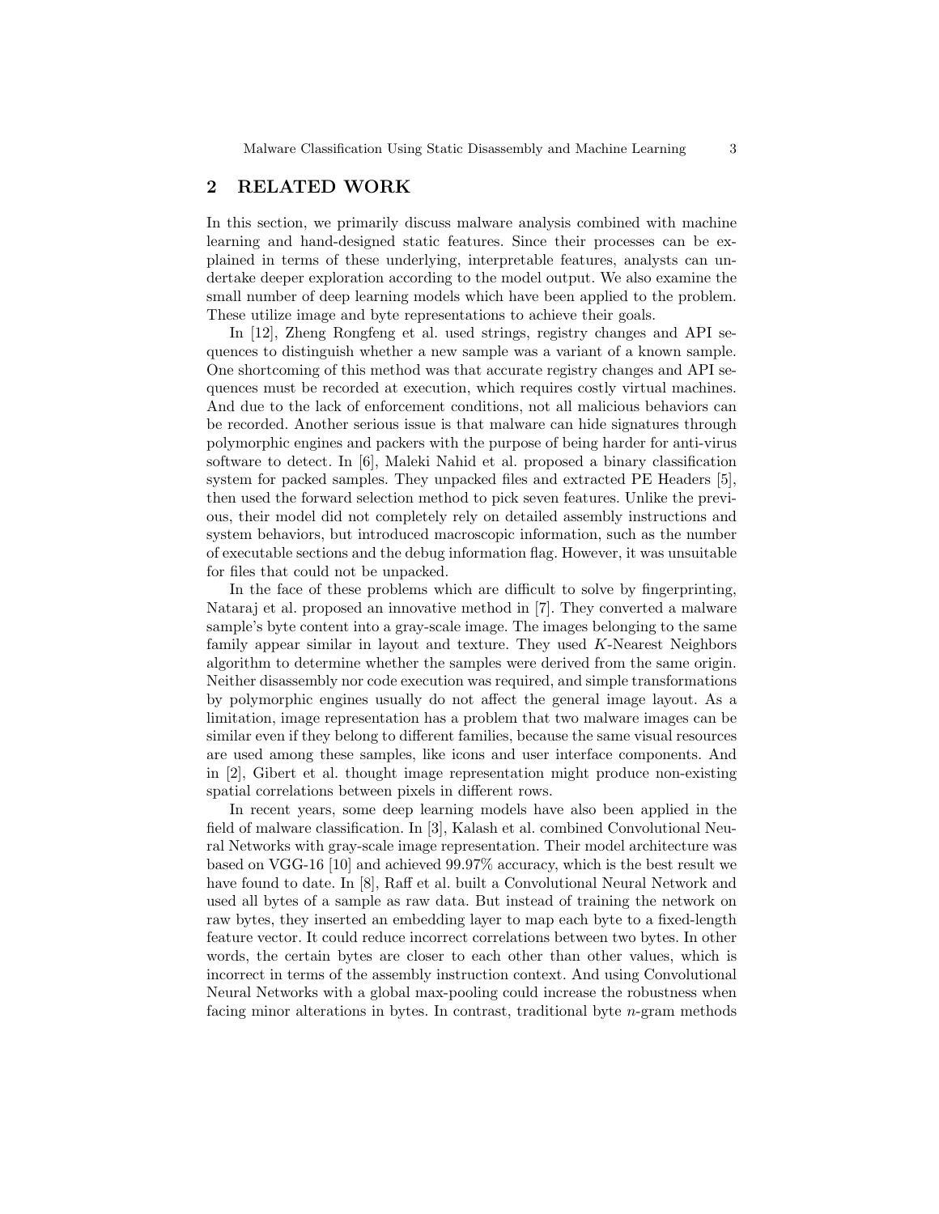## 2 RELATED WORK

In this section, we primarily discuss malware analysis combined with machine learning and hand-designed static features. Since their processes can be explained in terms of these underlying, interpretable features, analysts can undertake deeper exploration according to the model output. We also examine the small number of deep learning models which have been applied to the problem. These utilize image and byte representations to achieve their goals.

In [12], Zheng Rongfeng et al. used strings, registry changes and API sequences to distinguish whether a new sample was a variant of a known sample. One shortcoming of this method was that accurate registry changes and API sequences must be recorded at execution, which requires costly virtual machines. And due to the lack of enforcement conditions, not all malicious behaviors can be recorded. Another serious issue is that malware can hide signatures through polymorphic engines and packers with the purpose of being harder for anti-virus software to detect. In [6], Maleki Nahid et al. proposed a binary classification system for packed samples. They unpacked files and extracted PE Headers [5], then used the forward selection method to pick seven features. Unlike the previous, their model did not completely rely on detailed assembly instructions and system behaviors, but introduced macroscopic information, such as the number of executable sections and the debug information flag. However, it was unsuitable for files that could not be unpacked.

In the face of these problems which are difficult to solve by fingerprinting, Nataraj et al. proposed an innovative method in [7]. They converted a malware sample's byte content into a gray-scale image. The images belonging to the same family appear similar in layout and texture. They used $K$-Nearest Neighbors algorithm to determine whether the samples were derived from the same origin. Neither disassembly nor code execution was required, and simple transformations by polymorphic engines usually do not affect the general image layout. As a limitation, image representation has a problem that two malware images can be similar even if they belong to different families, because the same visual resources are used among these samples, like icons and user interface components. And in [2], Gibert et al. thought image representation might produce non-existing spatial correlations between pixels in different rows.

In recent years, some deep learning models have also been applied in the field of malware classification. In [3], Kalash et al. combined Convolutional Neural Networks with gray-scale image representation. Their model architecture was based on VGG-16 [10] and achieved 99.97% accuracy, which is the best result we have found to date. In [8], Raff et al. built a Convolutional Neural Network and used all bytes of a sample as raw data. But instead of training the network on raw bytes, they inserted an embedding layer to map each byte to a fixed-length feature vector. It could reduce incorrect correlations between two bytes. In other words, the certain bytes are closer to each other than other values, which is incorrect in terms of the assembly instruction context. And using Convolutional Neural Networks with a global max-pooling could increase the robustness when facing minor alterations in bytes. In contrast, traditional byte $n$-gram methods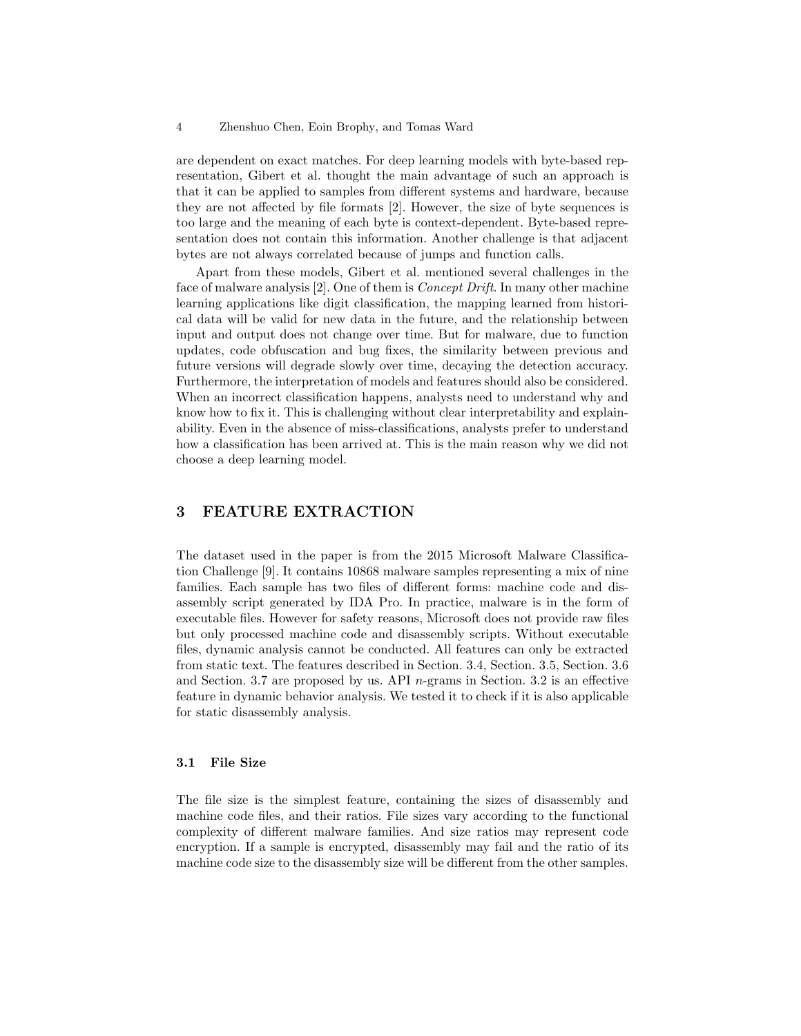are dependent on exact matches. For deep learning models with byte-based representation, Gibert et al. thought the main advantage of such an approach is that it can be applied to samples from different systems and hardware, because they are not affected by file formats [2]. However, the size of byte sequences is too large and the meaning of each byte is context-dependent. Byte-based representation does not contain this information. Another challenge is that adjacent bytes are not always correlated because of jumps and function calls.

Apart from these models, Gibert et al. mentioned several challenges in the face of malware analysis [2]. One of them is *Concept Drift*. In many other machine learning applications like digit classification, the mapping learned from historical data will be valid for new data in the future, and the relationship between input and output does not change over time. But for malware, due to function updates, code obfuscation and bug fixes, the similarity between previous and future versions will degrade slowly over time, decaying the detection accuracy. Furthermore, the interpretation of models and features should also be considered. When an incorrect classification happens, analysts need to understand why and know how to fix it. This is challenging without clear interpretability and explainability. Even in the absence of miss-classifications, analysts prefer to understand how a classification has been arrived at. This is the main reason why we did not choose a deep learning model.

## 3 FEATURE EXTRACTION

The dataset used in the paper is from the 2015 Microsoft Malware Classification Challenge [9]. It contains 10868 malware samples representing a mix of nine families. Each sample has two files of different forms: machine code and disassembly script generated by IDA Pro. In practice, malware is in the form of executable files. However for safety reasons, Microsoft does not provide raw files but only processed machine code and disassembly scripts. Without executable files, dynamic analysis cannot be conducted. All features can only be extracted from static text. The features described in Section. 3.4, Section. 3.5, Section. 3.6 and Section. 3.7 are proposed by us. API $n$-grams in Section. 3.2 is an effective feature in dynamic behavior analysis. We tested it to check if it is also applicable for static disassembly analysis.

### 3.1 File Size

The file size is the simplest feature, containing the sizes of disassembly and machine code files, and their ratios. File sizes vary according to the functional complexity of different malware families. And size ratios may represent code encryption. If a sample is encrypted, disassembly may fail and the ratio of its machine code size to the disassembly size will be different from the other samples.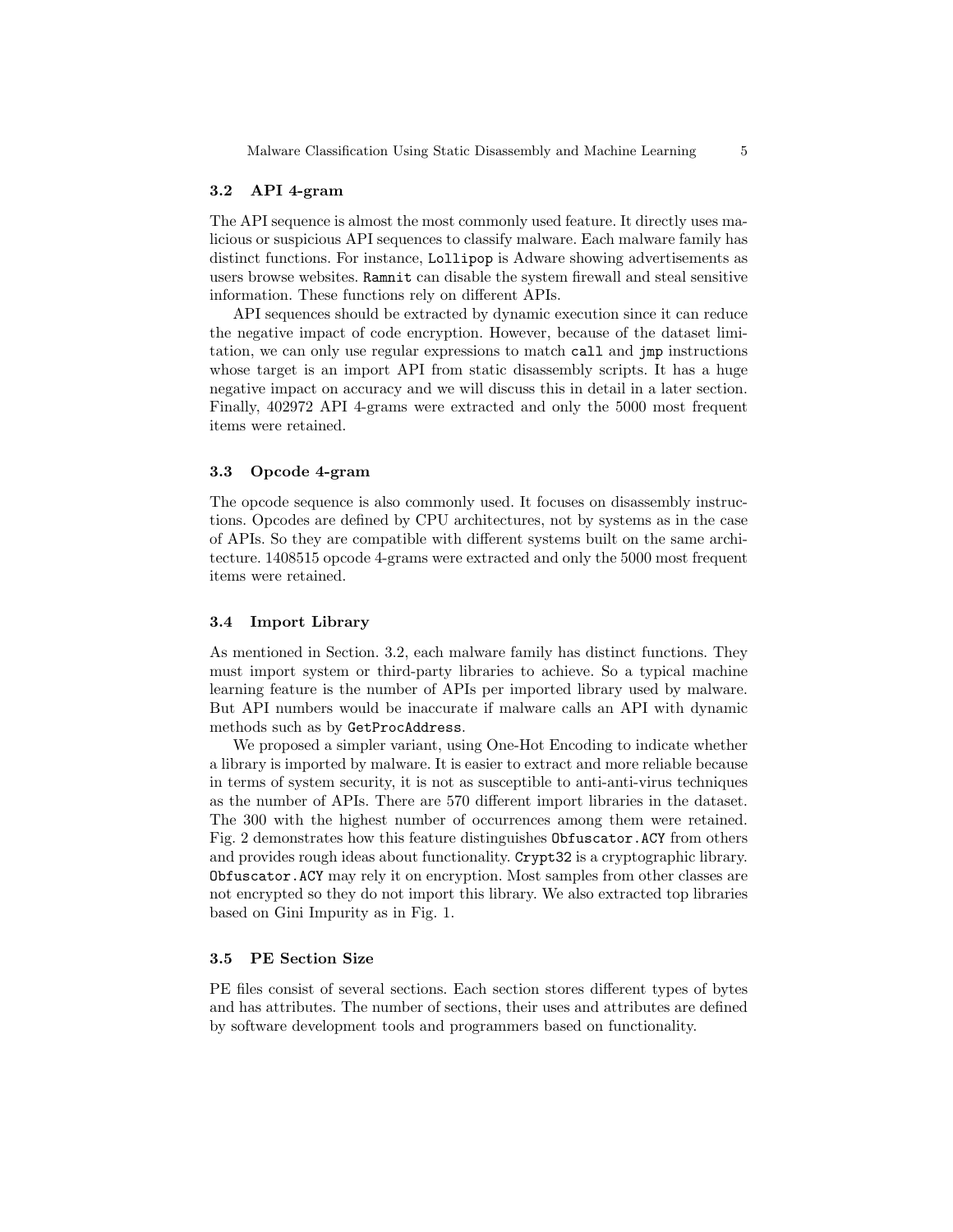### 3.2 API 4-gram

The API sequence is almost the most commonly used feature. It directly uses malicious or suspicious API sequences to classify malware. Each malware family has distinct functions. For instance, `Lollipop` is Adware showing advertisements as users browse websites. `Ramnit` can disable the system firewall and steal sensitive information. These functions rely on different APIs.

API sequences should be extracted by dynamic execution since it can reduce the negative impact of code encryption. However, because of the dataset limitation, we can only use regular expressions to match `call` and `jmp` instructions whose target is an import API from static disassembly scripts. It has a huge negative impact on accuracy and we will discuss this in detail in a later section. Finally, 402972 API 4-grams were extracted and only the 5000 most frequent items were retained.

### 3.3 Opcode 4-gram

The opcode sequence is also commonly used. It focuses on disassembly instructions. Opcodes are defined by CPU architectures, not by systems as in the case of APIs. So they are compatible with different systems built on the same architecture. 1408515 opcode 4-grams were extracted and only the 5000 most frequent items were retained.

### 3.4 Import Library

As mentioned in Section. 3.2, each malware family has distinct functions. They must import system or third-party libraries to achieve. So a typical machine learning feature is the number of APIs per imported library used by malware. But API numbers would be inaccurate if malware calls an API with dynamic methods such as by `GetProcAddress`.

We proposed a simpler variant, using One-Hot Encoding to indicate whether a library is imported by malware. It is easier to extract and more reliable because in terms of system security, it is not as susceptible to anti-anti-virus techniques as the number of APIs. There are 570 different import libraries in the dataset. The 300 with the highest number of occurrences among them were retained. Fig. 2 demonstrates how this feature distinguishes `Obfuscator.ACY` from others and provides rough ideas about functionality. `Crypt32` is a cryptographic library. `Obfuscator.ACY` may rely it on encryption. Most samples from other classes are not encrypted so they do not import this library. We also extracted top libraries based on Gini Impurity as in Fig. 1.

### 3.5 PE Section Size

PE files consist of several sections. Each section stores different types of bytes and has attributes. The number of sections, their uses and attributes are defined by software development tools and programmers based on functionality.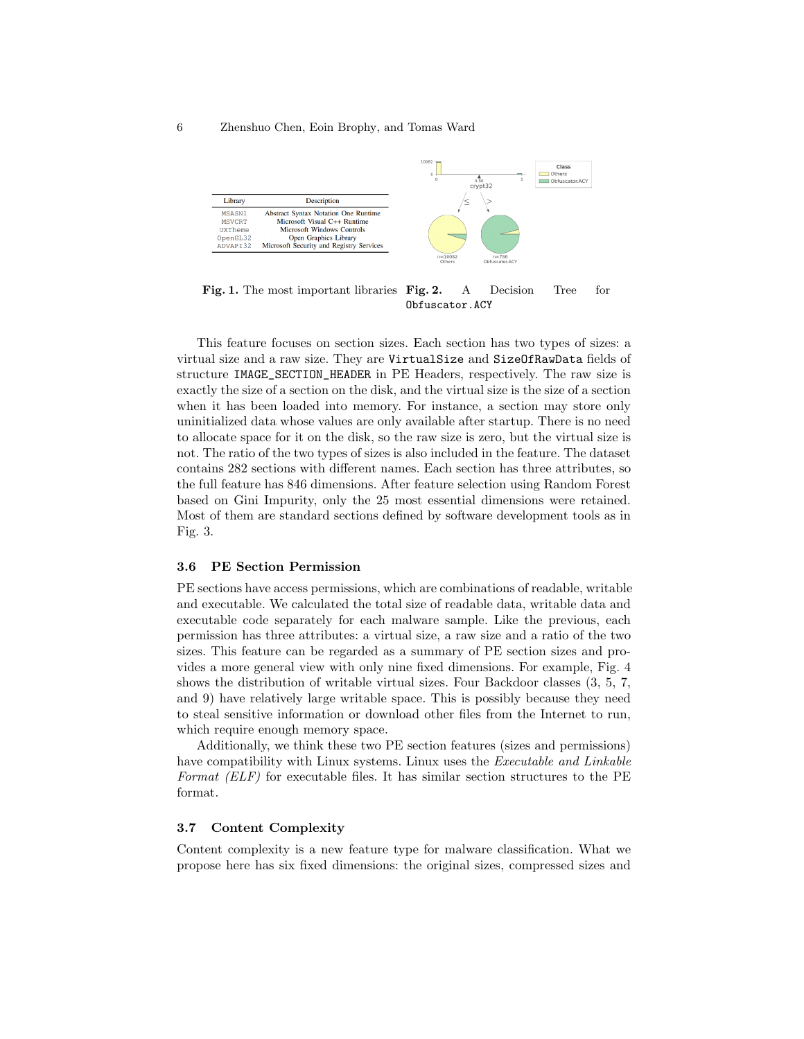| Library | Description |
|---|---|
| MSASN1 | Abstract Syntax Notation One Runtime |
| MSVCRT | Microsoft Visual C++ Runtime |
| UXTheme | Microsoft Windows Controls |
| OpenGL32 | Open Graphics Library |
| ADVAPI32 | Microsoft Security and Registry Services |

**Fig. 1.** The most important libraries

**Fig. 2.** A Decision Tree for `Obfuscator.ACY`

This feature focuses on section sizes. Each section has two types of sizes: a virtual size and a raw size. They are `VirtualSize` and `SizeOfRawData` fields of structure `IMAGE_SECTION_HEADER` in PE Headers, respectively. The raw size is exactly the size of a section on the disk, and the virtual size is the size of a section when it has been loaded into memory. For instance, a section may store only uninitialized data whose values are only available after startup. There is no need to allocate space for it on the disk, so the raw size is zero, but the virtual size is not. The ratio of the two types of sizes is also included in the feature. The dataset contains 282 sections with different names. Each section has three attributes, so the full feature has 846 dimensions. After feature selection using Random Forest based on Gini Impurity, only the 25 most essential dimensions were retained. Most of them are standard sections defined by software development tools as in Fig. 3.

### 3.6 PE Section Permission

PE sections have access permissions, which are combinations of readable, writable and executable. We calculated the total size of readable data, writable data and executable code separately for each malware sample. Like the previous, each permission has three attributes: a virtual size, a raw size and a ratio of the two sizes. This feature can be regarded as a summary of PE section sizes and provides a more general view with only nine fixed dimensions. For example, Fig. 4 shows the distribution of writable virtual sizes. Four Backdoor classes (3, 5, 7, and 9) have relatively large writable space. This is possibly because they need to steal sensitive information or download other files from the Internet to run, which require enough memory space.

Additionally, we think these two PE section features (sizes and permissions) have compatibility with Linux systems. Linux uses the *Executable and Linkable Format (ELF)* for executable files. It has similar section structures to the PE format.

### 3.7 Content Complexity

Content complexity is a new feature type for malware classification. What we propose here has six fixed dimensions: the original sizes, compressed sizes and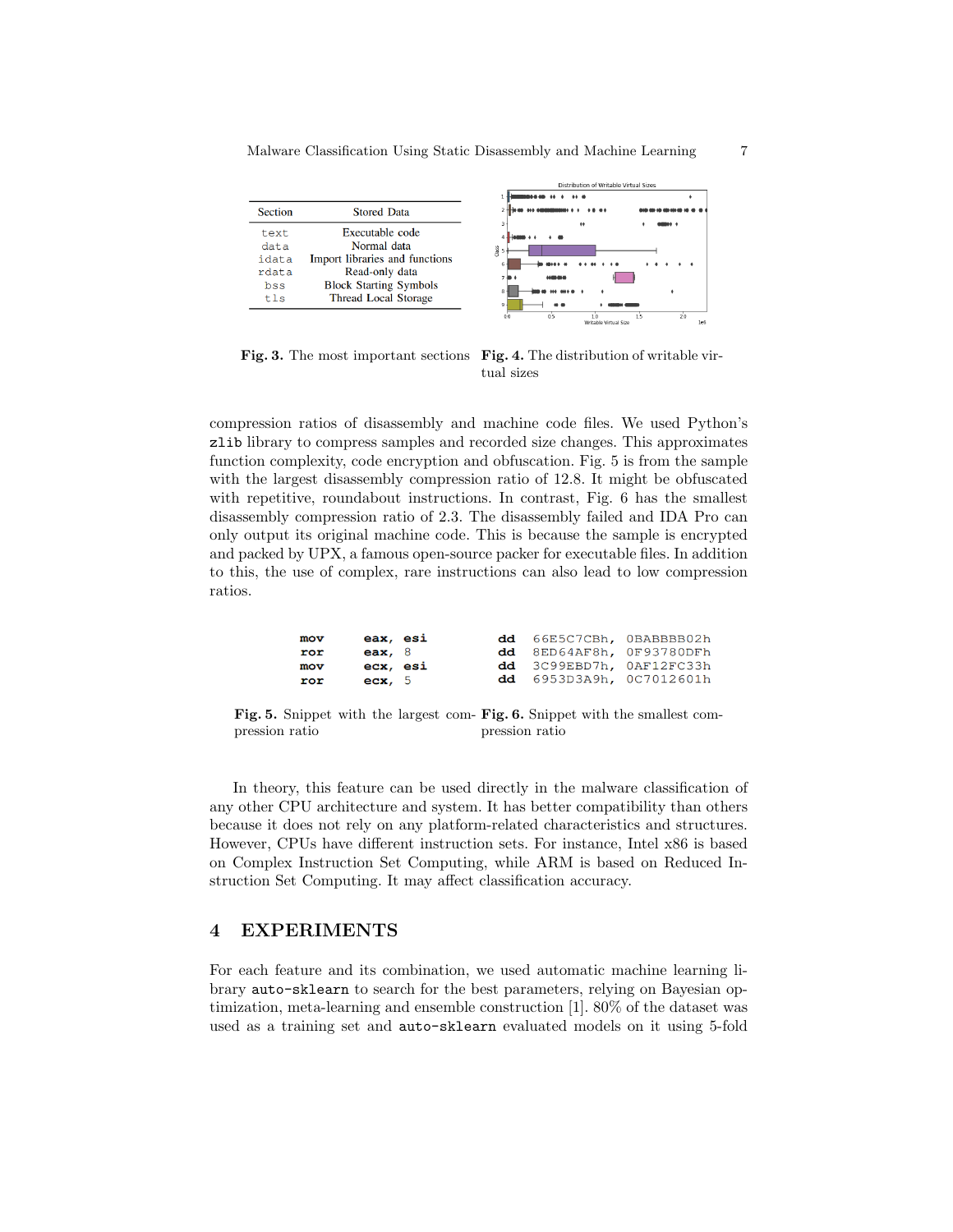| Section | Stored Data |
|---|---|
| text | Executable code |
| data | Normal data |
| idata | Import libraries and functions |
| rdata | Read-only data |
| bss | Block Starting Symbols |
| tls | Thread Local Storage |

**Fig. 3.** The most important sections

**Fig. 4.** The distribution of writable virtual sizes

compression ratios of disassembly and machine code files. We used Python's `zlib` library to compress samples and recorded size changes. This approximates function complexity, code encryption and obfuscation. Fig. 5 is from the sample with the largest disassembly compression ratio of 12.8. It might be obfuscated with repetitive, roundabout instructions. In contrast, Fig. 6 has the smallest disassembly compression ratio of 2.3. The disassembly failed and IDA Pro can only output its original machine code. This is because the sample is encrypted and packed by UPX, a famous open-source packer for executable files. In addition to this, the use of complex, rare instructions can also lead to low compression ratios.

```
mov     eax, esi
ror     eax, 8
mov     ecx, esi
ror     ecx, 5
```

**Fig. 5.** Snippet with the largest compression ratio

```
dd  66E5C7CBh, 0BABBBB02h
dd  8ED64AF8h, 0F93780DFh
dd  3C99EBD7h, 0AF12FC33h
dd  6953D3A9h, 0C7012601h
```

**Fig. 6.** Snippet with the smallest compression ratio

In theory, this feature can be used directly in the malware classification of any other CPU architecture and system. It has better compatibility than others because it does not rely on any platform-related characteristics and structures. However, CPUs have different instruction sets. For instance, Intel x86 is based on Complex Instruction Set Computing, while ARM is based on Reduced Instruction Set Computing. It may affect classification accuracy.

## 4 EXPERIMENTS

For each feature and its combination, we used automatic machine learning library `auto-sklearn` to search for the best parameters, relying on Bayesian optimization, meta-learning and ensemble construction [1]. 80% of the dataset was used as a training set and `auto-sklearn` evaluated models on it using 5-fold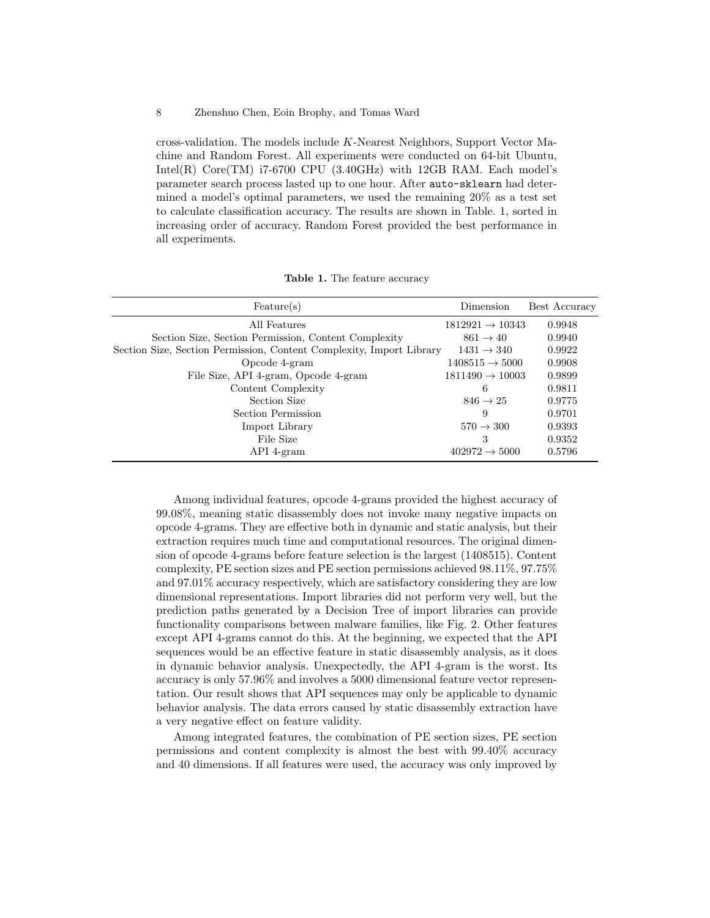cross-validation. The models include $K$-Nearest Neighbors, Support Vector Machine and Random Forest. All experiments were conducted on 64-bit Ubuntu, Intel(R) Core(TM) i7-6700 CPU (3.40GHz) with 12GB RAM. Each model's parameter search process lasted up to one hour. After `auto-sklearn` had determined a model's optimal parameters, we used the remaining 20% as a test set to calculate classification accuracy. The results are shown in Table. 1, sorted in increasing order of accuracy. Random Forest provided the best performance in all experiments.

**Table 1.** The feature accuracy

| Feature(s) | Dimension | Best Accuracy |
|---|---|---|
| All Features | $1812921 \rightarrow 10343$ | 0.9948 |
| Section Size, Section Permission, Content Complexity | $861 \rightarrow 40$ | 0.9940 |
| Section Size, Section Permission, Content Complexity, Import Library | $1431 \rightarrow 340$ | 0.9922 |
| Opcode 4-gram | $1408515 \rightarrow 5000$ | 0.9908 |
| File Size, API 4-gram, Opcode 4-gram | $1811490 \rightarrow 10003$ | 0.9899 |
| Content Complexity | 6 | 0.9811 |
| Section Size | $846 \rightarrow 25$ | 0.9775 |
| Section Permission | 9 | 0.9701 |
| Import Library | $570 \rightarrow 300$ | 0.9393 |
| File Size | 3 | 0.9352 |
| API 4-gram | $402972 \rightarrow 5000$ | 0.5796 |

Among individual features, opcode 4-grams provided the highest accuracy of 99.08%, meaning static disassembly does not invoke many negative impacts on opcode 4-grams. They are effective both in dynamic and static analysis, but their extraction requires much time and computational resources. The original dimension of opcode 4-grams before feature selection is the largest (1408515). Content complexity, PE section sizes and PE section permissions achieved 98.11%, 97.75% and 97.01% accuracy respectively, which are satisfactory considering they are low dimensional representations. Import libraries did not perform very well, but the prediction paths generated by a Decision Tree of import libraries can provide functionality comparisons between malware families, like Fig. 2. Other features except API 4-grams cannot do this. At the beginning, we expected that the API sequences would be an effective feature in static disassembly analysis, as it does in dynamic behavior analysis. Unexpectedly, the API 4-gram is the worst. Its accuracy is only 57.96% and involves a 5000 dimensional feature vector representation. Our result shows that API sequences may only be applicable to dynamic behavior analysis. The data errors caused by static disassembly extraction have a very negative effect on feature validity.

Among integrated features, the combination of PE section sizes, PE section permissions and content complexity is almost the best with 99.40% accuracy and 40 dimensions. If all features were used, the accuracy was only improved by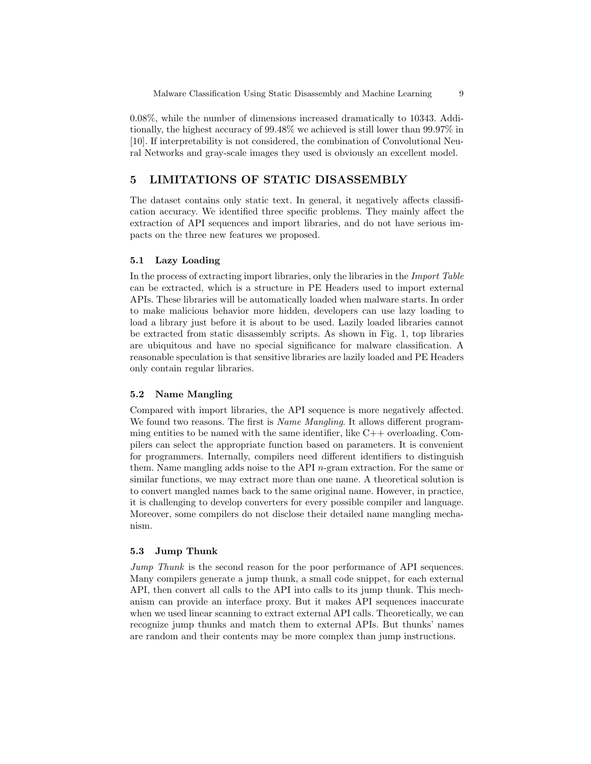0.08%, while the number of dimensions increased dramatically to 10343. Additionally, the highest accuracy of 99.48% we achieved is still lower than 99.97% in [10]. If interpretability is not considered, the combination of Convolutional Neural Networks and gray-scale images they used is obviously an excellent model.

## 5 LIMITATIONS OF STATIC DISASSEMBLY

The dataset contains only static text. In general, it negatively affects classification accuracy. We identified three specific problems. They mainly affect the extraction of API sequences and import libraries, and do not have serious impacts on the three new features we proposed.

### 5.1 Lazy Loading

In the process of extracting import libraries, only the libraries in the *Import Table* can be extracted, which is a structure in PE Headers used to import external APIs. These libraries will be automatically loaded when malware starts. In order to make malicious behavior more hidden, developers can use lazy loading to load a library just before it is about to be used. Lazily loaded libraries cannot be extracted from static disassembly scripts. As shown in Fig. 1, top libraries are ubiquitous and have no special significance for malware classification. A reasonable speculation is that sensitive libraries are lazily loaded and PE Headers only contain regular libraries.

### 5.2 Name Mangling

Compared with import libraries, the API sequence is more negatively affected. We found two reasons. The first is *Name Mangling*. It allows different programming entities to be named with the same identifier, like C++ overloading. Compilers can select the appropriate function based on parameters. It is convenient for programmers. Internally, compilers need different identifiers to distinguish them. Name mangling adds noise to the API $n$-gram extraction. For the same or similar functions, we may extract more than one name. A theoretical solution is to convert mangled names back to the same original name. However, in practice, it is challenging to develop converters for every possible compiler and language. Moreover, some compilers do not disclose their detailed name mangling mechanism.

### 5.3 Jump Thunk

*Jump Thunk* is the second reason for the poor performance of API sequences. Many compilers generate a jump thunk, a small code snippet, for each external API, then convert all calls to the API into calls to its jump thunk. This mechanism can provide an interface proxy. But it makes API sequences inaccurate when we used linear scanning to extract external API calls. Theoretically, we can recognize jump thunks and match them to external APIs. But thunks' names are random and their contents may be more complex than jump instructions.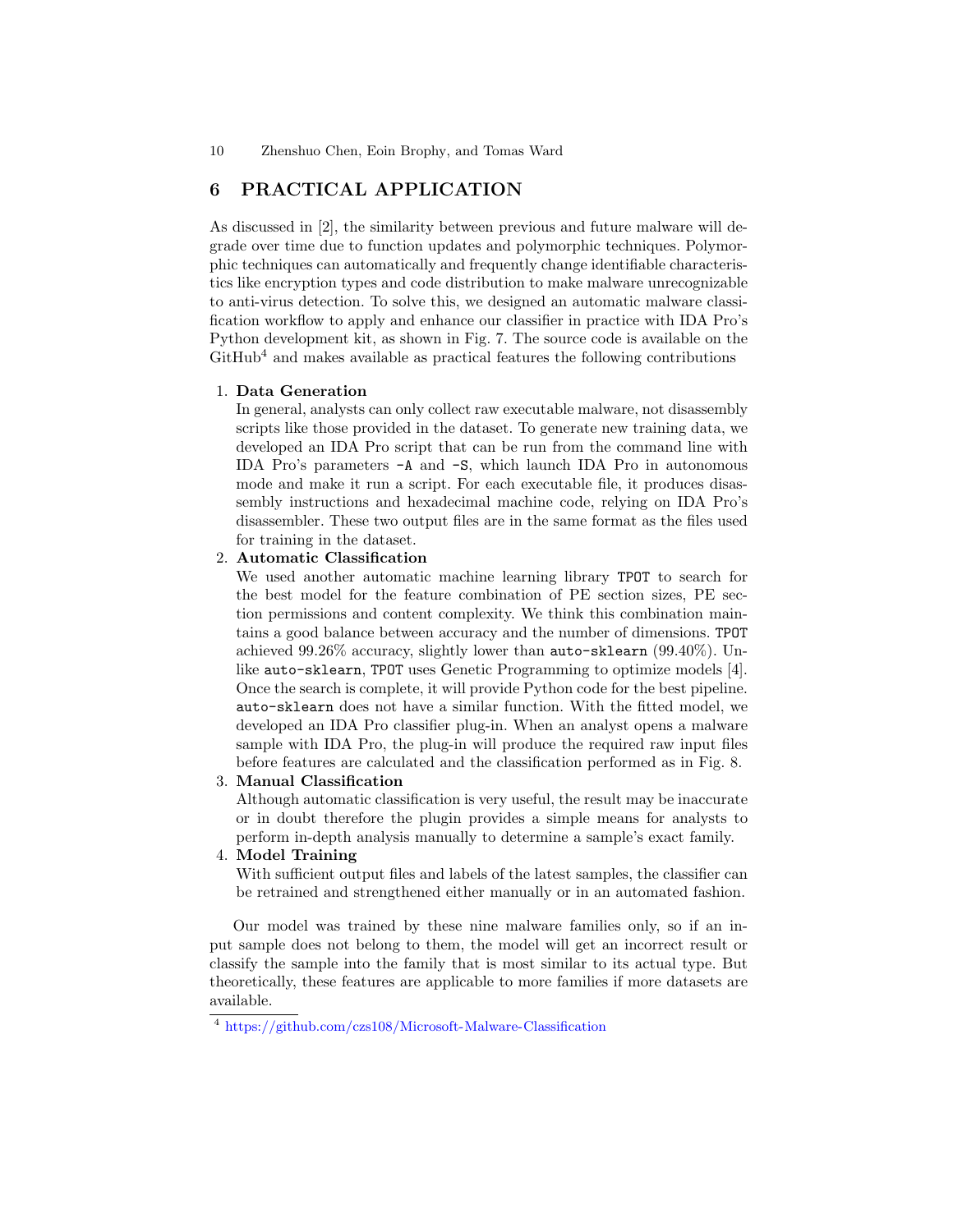## 6 PRACTICAL APPLICATION

As discussed in [2], the similarity between previous and future malware will degrade over time due to function updates and polymorphic techniques. Polymorphic techniques can automatically and frequently change identifiable characteristics like encryption types and code distribution to make malware unrecognizable to anti-virus detection. To solve this, we designed an automatic malware classification workflow to apply and enhance our classifier in practice with IDA Pro's Python development kit, as shown in Fig. 7. The source code is available on the GitHub[4] and makes available as practical features the following contributions

1. **Data Generation**
   In general, analysts can only collect raw executable malware, not disassembly scripts like those provided in the dataset. To generate new training data, we developed an IDA Pro script that can be run from the command line with IDA Pro's parameters `-A` and `-S`, which launch IDA Pro in autonomous mode and make it run a script. For each executable file, it produces disassembly instructions and hexadecimal machine code, relying on IDA Pro's disassembler. These two output files are in the same format as the files used for training in the dataset.
2. **Automatic Classification**
   We used another automatic machine learning library `TPOT` to search for the best model for the feature combination of PE section sizes, PE section permissions and content complexity. We think this combination maintains a good balance between accuracy and the number of dimensions. `TPOT` achieved 99.26% accuracy, slightly lower than `auto-sklearn` (99.40%). Unlike `auto-sklearn`, `TPOT` uses Genetic Programming to optimize models [4]. Once the search is complete, it will provide Python code for the best pipeline. `auto-sklearn` does not have a similar function. With the fitted model, we developed an IDA Pro classifier plug-in. When an analyst opens a malware sample with IDA Pro, the plug-in will produce the required raw input files before features are calculated and the classification performed as in Fig. 8.
3. **Manual Classification**
   Although automatic classification is very useful, the result may be inaccurate or in doubt therefore the plugin provides a simple means for analysts to perform in-depth analysis manually to determine a sample's exact family.
4. **Model Training**
   With sufficient output files and labels of the latest samples, the classifier can be retrained and strengthened either manually or in an automated fashion.

Our model was trained by these nine malware families only, so if an input sample does not belong to them, the model will get an incorrect result or classify the sample into the family that is most similar to its actual type. But theoretically, these features are applicable to more families if more datasets are available.

[4] https://github.com/czs108/Microsoft-Malware-Classification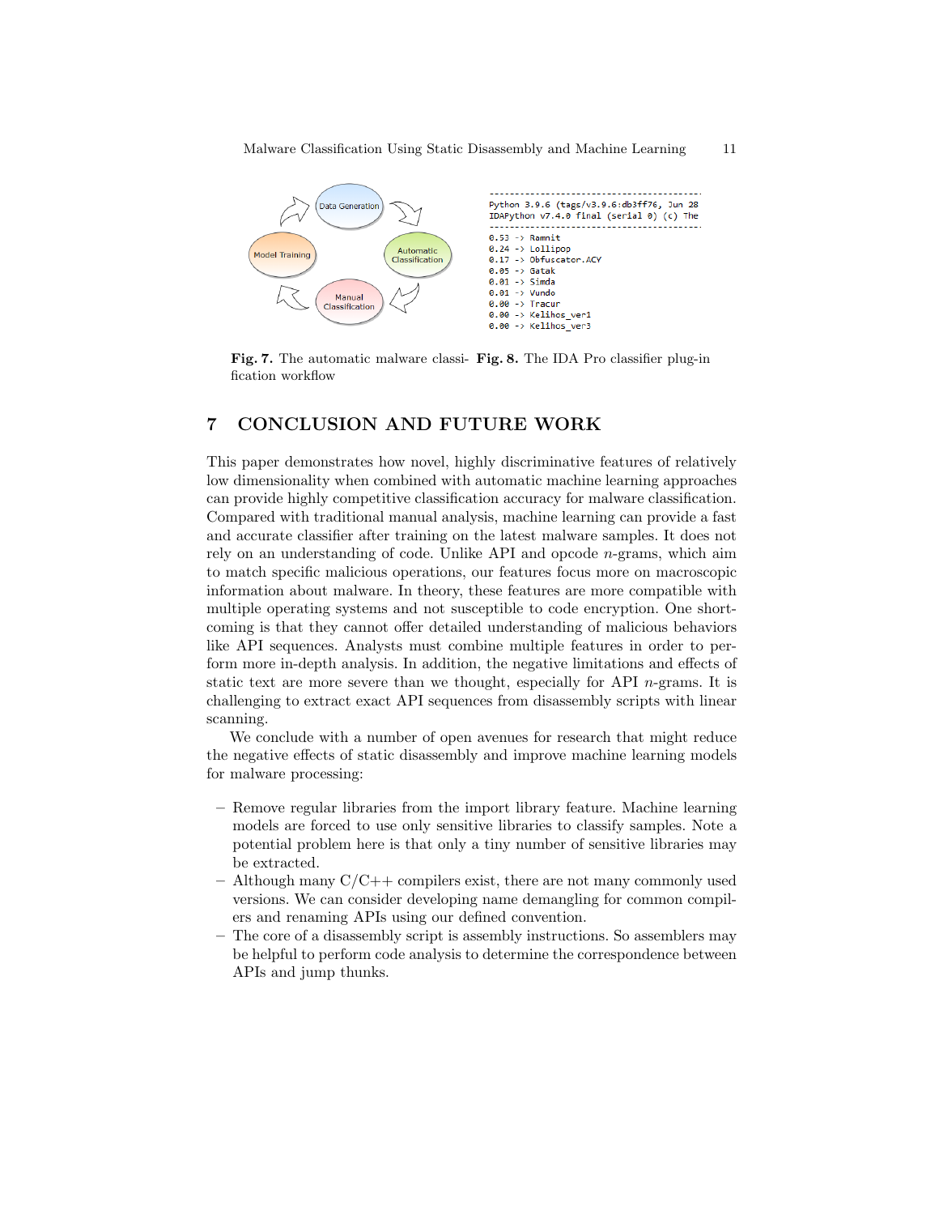Data Generation → Automatic Classification → Manual Classification → Model Training

```
-----------------------------------------
Python 3.9.6 (tags/v3.9.6:db3ff76, Jun 28
IDAPython v7.4.0 final (serial 0) (c) The
-----------------------------------------
0.53 -> Ramnit
0.24 -> Lollipop
0.17 -> Obfuscator.ACY
0.05 -> Gatak
0.01 -> Simda
0.01 -> Vundo
0.00 -> Tracur
0.00 -> Kelihos_ver1
0.00 -> Kelihos_ver3
```

**Fig. 7.** The automatic malware classification workflow

**Fig. 8.** The IDA Pro classifier plug-in

## 7 CONCLUSION AND FUTURE WORK

This paper demonstrates how novel, highly discriminative features of relatively low dimensionality when combined with automatic machine learning approaches can provide highly competitive classification accuracy for malware classification. Compared with traditional manual analysis, machine learning can provide a fast and accurate classifier after training on the latest malware samples. It does not rely on an understanding of code. Unlike API and opcode $n$-grams, which aim to match specific malicious operations, our features focus more on macroscopic information about malware. In theory, these features are more compatible with multiple operating systems and not susceptible to code encryption. One shortcoming is that they cannot offer detailed understanding of malicious behaviors like API sequences. Analysts must combine multiple features in order to perform more in-depth analysis. In addition, the negative limitations and effects of static text are more severe than we thought, especially for API $n$-grams. It is challenging to extract exact API sequences from disassembly scripts with linear scanning.

We conclude with a number of open avenues for research that might reduce the negative effects of static disassembly and improve machine learning models for malware processing:

- Remove regular libraries from the import library feature. Machine learning models are forced to use only sensitive libraries to classify samples. Note a potential problem here is that only a tiny number of sensitive libraries may be extracted.
- Although many C/C++ compilers exist, there are not many commonly used versions. We can consider developing name demangling for common compilers and renaming APIs using our defined convention.
- The core of a disassembly script is assembly instructions. So assemblers may be helpful to perform code analysis to determine the correspondence between APIs and jump thunks.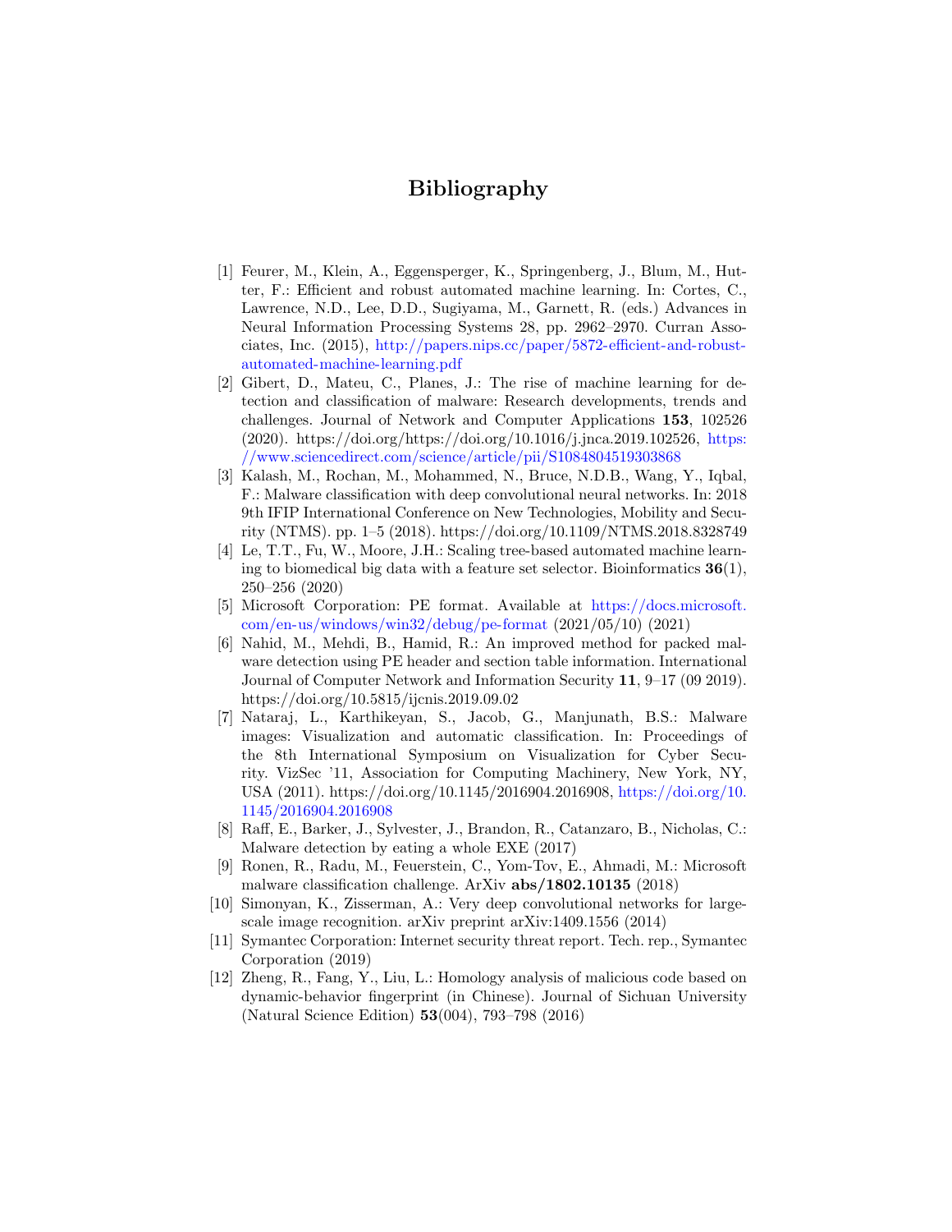# Bibliography

[1] Feurer, M., Klein, A., Eggensperger, K., Springenberg, J., Blum, M., Hutter, F.: Efficient and robust automated machine learning. In: Cortes, C., Lawrence, N.D., Lee, D.D., Sugiyama, M., Garnett, R. (eds.) Advances in Neural Information Processing Systems 28, pp. 2962–2970. Curran Associates, Inc. (2015), http://papers.nips.cc/paper/5872-efficient-and-robust-automated-machine-learning.pdf

[2] Gibert, D., Mateu, C., Planes, J.: The rise of machine learning for detection and classification of malware: Research developments, trends and challenges. Journal of Network and Computer Applications **153**, 102526 (2020). https://doi.org/https://doi.org/10.1016/j.jnca.2019.102526, https://www.sciencedirect.com/science/article/pii/S1084804519303868

[3] Kalash, M., Rochan, M., Mohammed, N., Bruce, N.D.B., Wang, Y., Iqbal, F.: Malware classification with deep convolutional neural networks. In: 2018 9th IFIP International Conference on New Technologies, Mobility and Security (NTMS). pp. 1–5 (2018). https://doi.org/10.1109/NTMS.2018.8328749

[4] Le, T.T., Fu, W., Moore, J.H.: Scaling tree-based automated machine learning to biomedical big data with a feature set selector. Bioinformatics **36**(1), 250–256 (2020)

[5] Microsoft Corporation: PE format. Available at https://docs.microsoft.com/en-us/windows/win32/debug/pe-format (2021/05/10) (2021)

[6] Nahid, M., Mehdi, B., Hamid, R.: An improved method for packed malware detection using PE header and section table information. International Journal of Computer Network and Information Security **11**, 9–17 (09 2019). https://doi.org/10.5815/ijcnis.2019.09.02

[7] Nataraj, L., Karthikeyan, S., Jacob, G., Manjunath, B.S.: Malware images: Visualization and automatic classification. In: Proceedings of the 8th International Symposium on Visualization for Cyber Security. VizSec '11, Association for Computing Machinery, New York, NY, USA (2011). https://doi.org/10.1145/2016904.2016908, https://doi.org/10.1145/2016904.2016908

[8] Raff, E., Barker, J., Sylvester, J., Brandon, R., Catanzaro, B., Nicholas, C.: Malware detection by eating a whole EXE (2017)

[9] Ronen, R., Radu, M., Feuerstein, C., Yom-Tov, E., Ahmadi, M.: Microsoft malware classification challenge. ArXiv **abs/1802.10135** (2018)

[10] Simonyan, K., Zisserman, A.: Very deep convolutional networks for large-scale image recognition. arXiv preprint arXiv:1409.1556 (2014)

[11] Symantec Corporation: Internet security threat report. Tech. rep., Symantec Corporation (2019)

[12] Zheng, R., Fang, Y., Liu, L.: Homology analysis of malicious code based on dynamic-behavior fingerprint (in Chinese). Journal of Sichuan University (Natural Science Edition) **53**(004), 793–798 (2016)